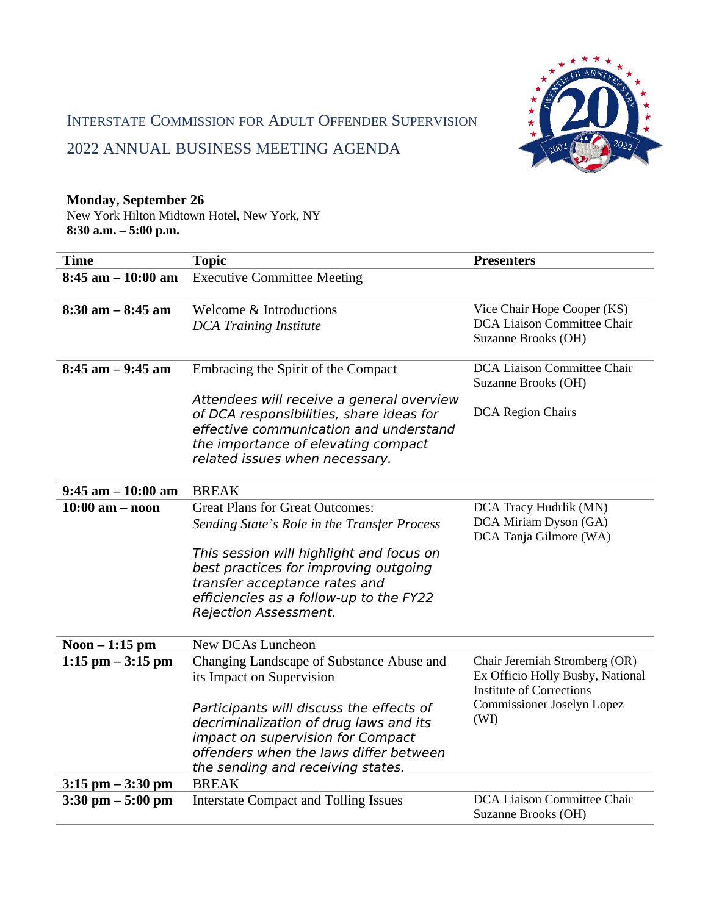# Interstate Commission for Adult Offender Supervision

## 2022 Annual Business Meeting Agenda

**Monday, September 26**
New York Hilton Midtown Hotel, New York, NY
**8:30 a.m. – 5:00 p.m.**

| Time | Topic | Presenters |
|---|---|---|
| **8:45 am – 10:00 am** | Executive Committee Meeting | |
| **8:30 am – 8:45 am** | Welcome & Introductions<br>*DCA Training Institute* | Vice Chair Hope Cooper (KS)<br>DCA Liaison Committee Chair Suzanne Brooks (OH) |
| **8:45 am – 9:45 am** | Embracing the Spirit of the Compact<br><br>*Attendees will receive a general overview of DCA responsibilities, share ideas for effective communication and understand the importance of elevating compact related issues when necessary.* | DCA Liaison Committee Chair Suzanne Brooks (OH)<br><br>DCA Region Chairs |
| **9:45 am – 10:00 am** | BREAK | |
| **10:00 am – noon** | Great Plans for Great Outcomes:<br>*Sending State's Role in the Transfer Process*<br><br>*This session will highlight and focus on best practices for improving outgoing transfer acceptance rates and efficiencies as a follow-up to the FY22 Rejection Assessment.* | DCA Tracy Hudrlik (MN)<br>DCA Miriam Dyson (GA)<br>DCA Tanja Gilmore (WA) |
| **Noon – 1:15 pm** | New DCAs Luncheon | |
| **1:15 pm – 3:15 pm** | Changing Landscape of Substance Abuse and its Impact on Supervision<br><br>*Participants will discuss the effects of decriminalization of drug laws and its impact on supervision for Compact offenders when the laws differ between the sending and receiving states.* | Chair Jeremiah Stromberg (OR)<br>Ex Officio Holly Busby, National Institute of Corrections<br>Commissioner Joselyn Lopez (WI) |
| **3:15 pm – 3:30 pm** | BREAK | |
| **3:30 pm – 5:00 pm** | Interstate Compact and Tolling Issues | DCA Liaison Committee Chair Suzanne Brooks (OH) |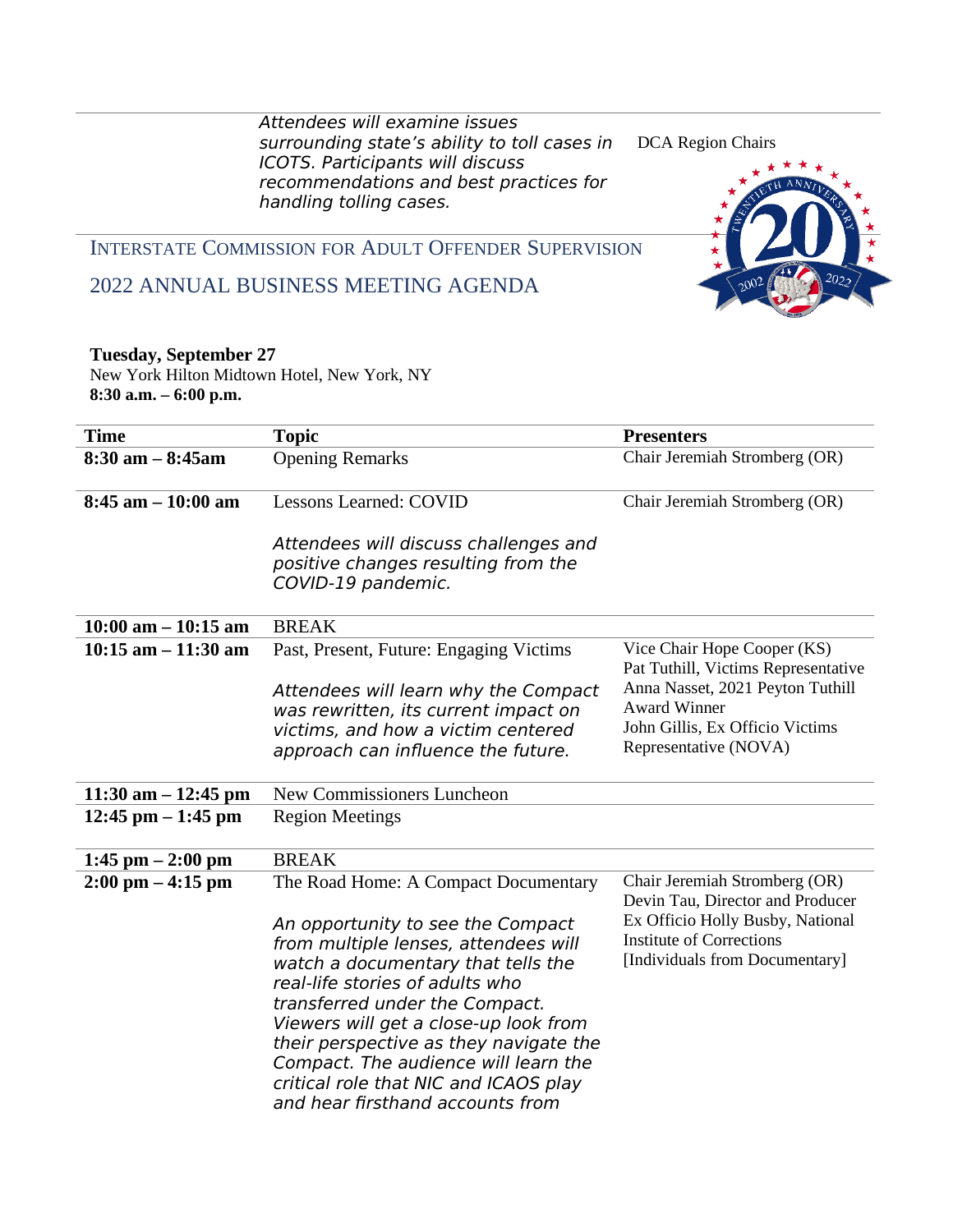| | Attendees will examine issues surrounding state's ability to toll cases in ICOTS. Participants will discuss recommendations and best practices for handling tolling cases. | DCA Region Chairs |
|---|---|---|

INTERSTATE COMMISSION FOR ADULT OFFENDER SUPERVISION

2022 ANNUAL BUSINESS MEETING AGENDA

**Tuesday, September 27**
New York Hilton Midtown Hotel, New York, NY
**8:30 a.m. – 6:00 p.m.**

| Time | Topic | Presenters |
|---|---|---|
| **8:30 am – 8:45am** | Opening Remarks | Chair Jeremiah Stromberg (OR) |
| **8:45 am – 10:00 am** | Lessons Learned: COVID<br><br>*Attendees will discuss challenges and positive changes resulting from the COVID-19 pandemic.* | Chair Jeremiah Stromberg (OR) |
| **10:00 am – 10:15 am** | BREAK | |
| **10:15 am – 11:30 am** | Past, Present, Future: Engaging Victims<br><br>*Attendees will learn why the Compact was rewritten, its current impact on victims, and how a victim centered approach can influence the future.* | Vice Chair Hope Cooper (KS)<br>Pat Tuthill, Victims Representative<br>Anna Nasset, 2021 Peyton Tuthill Award Winner<br>John Gillis, Ex Officio Victims Representative (NOVA) |
| **11:30 am – 12:45 pm** | New Commissioners Luncheon | |
| **12:45 pm – 1:45 pm** | Region Meetings | |
| **1:45 pm – 2:00 pm** | BREAK | |
| **2:00 pm – 4:15 pm** | The Road Home: A Compact Documentary<br><br>*An opportunity to see the Compact from multiple lenses, attendees will watch a documentary that tells the real-life stories of adults who transferred under the Compact. Viewers will get a close-up look from their perspective as they navigate the Compact. The audience will learn the critical role that NIC and ICAOS play and hear firsthand accounts from* | Chair Jeremiah Stromberg (OR)<br>Devin Tau, Director and Producer<br>Ex Officio Holly Busby, National Institute of Corrections<br>[Individuals from Documentary] |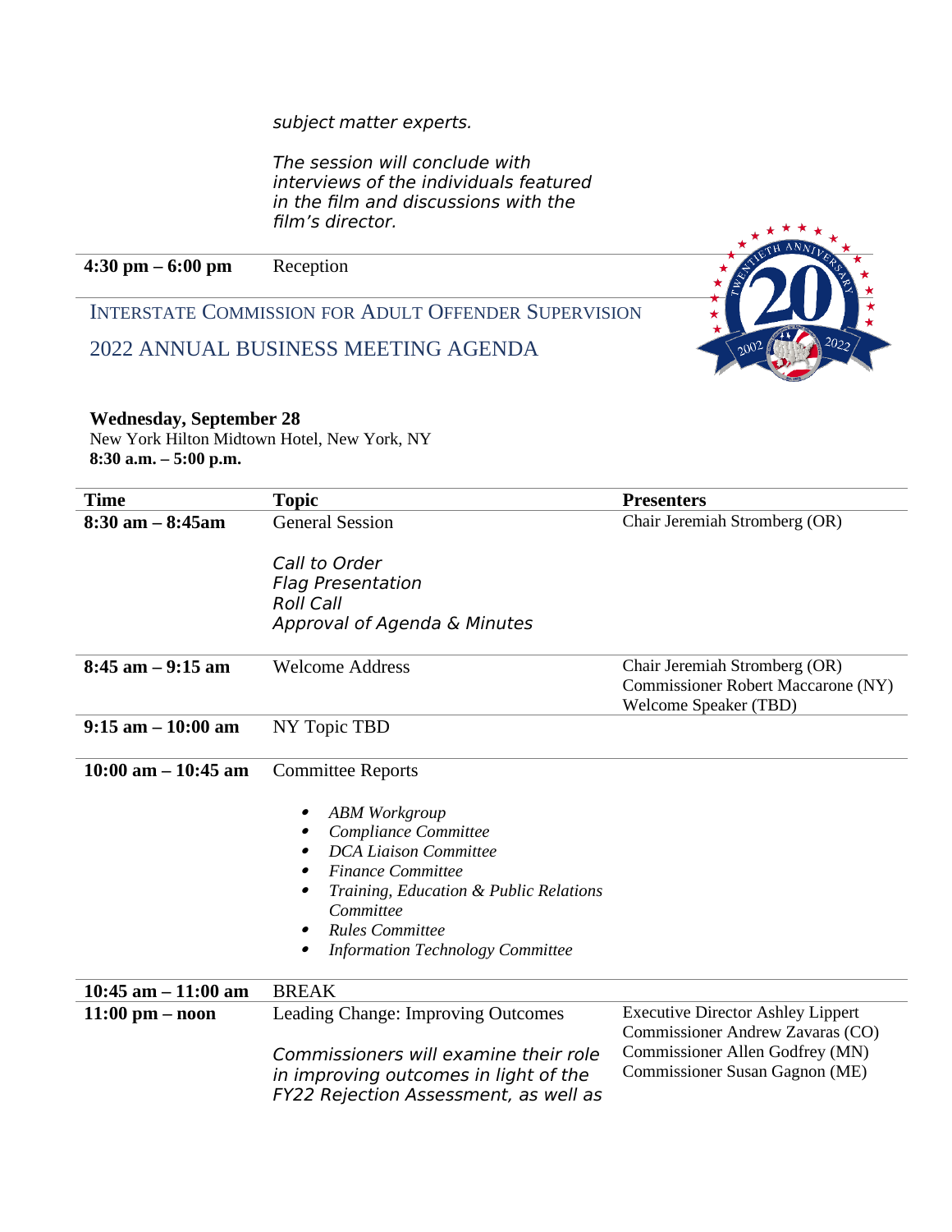*subject matter experts.*

*The session will conclude with interviews of the individuals featured in the film and discussions with the film's director.*

| | |
|---|---|
| **4:30 pm – 6:00 pm** | Reception |

## INTERSTATE COMMISSION FOR ADULT OFFENDER SUPERVISION

## 2022 ANNUAL BUSINESS MEETING AGENDA

**Wednesday, September 28**
New York Hilton Midtown Hotel, New York, NY
**8:30 a.m. – 5:00 p.m.**

| Time | Topic | Presenters |
|---|---|---|
| **8:30 am – 8:45am** | General Session<br><br>*Call to Order*<br>*Flag Presentation*<br>*Roll Call*<br>*Approval of Agenda & Minutes* | Chair Jeremiah Stromberg (OR) |
| **8:45 am – 9:15 am** | Welcome Address | Chair Jeremiah Stromberg (OR)<br>Commissioner Robert Maccarone (NY)<br>Welcome Speaker (TBD) |
| **9:15 am – 10:00 am** | NY Topic TBD | |
| **10:00 am – 10:45 am** | Committee Reports<br><br>• *ABM Workgroup*<br>• *Compliance Committee*<br>• *DCA Liaison Committee*<br>• *Finance Committee*<br>• *Training, Education & Public Relations Committee*<br>• *Rules Committee*<br>• *Information Technology Committee* | |
| **10:45 am – 11:00 am** | BREAK | |
| **11:00 pm – noon** | Leading Change: Improving Outcomes<br><br>*Commissioners will examine their role in improving outcomes in light of the FY22 Rejection Assessment, as well as* | Executive Director Ashley Lippert<br>Commissioner Andrew Zavaras (CO)<br>Commissioner Allen Godfrey (MN)<br>Commissioner Susan Gagnon (ME) |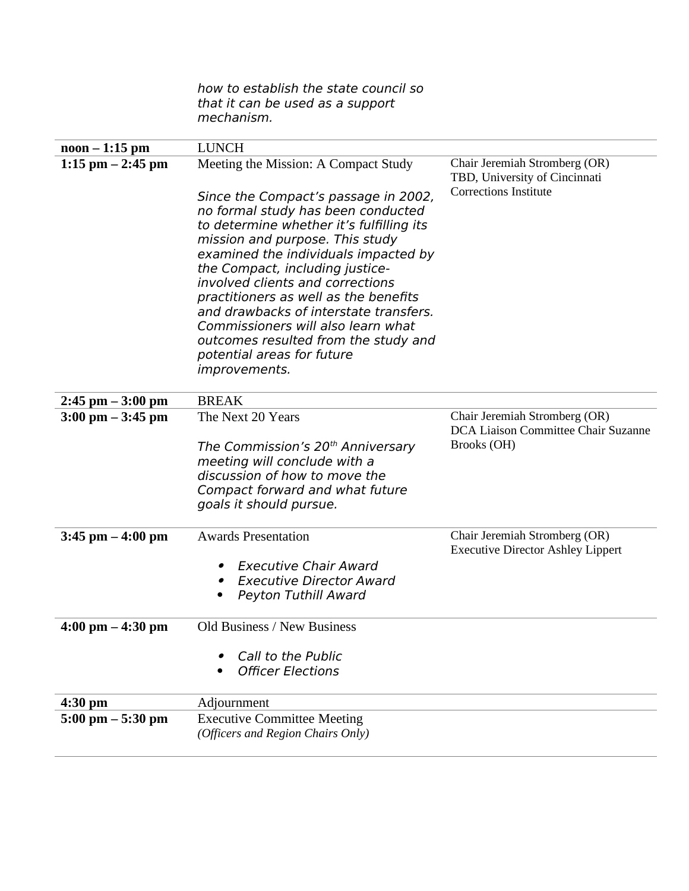| | | |
|---|---|---|
| | *how to establish the state council so that it can be used as a support mechanism.* | |
| **noon – 1:15 pm** | LUNCH | |
| **1:15 pm – 2:45 pm** | Meeting the Mission: A Compact Study<br><br>*Since the Compact's passage in 2002, no formal study has been conducted to determine whether it's fulfilling its mission and purpose. This study examined the individuals impacted by the Compact, including justice-involved clients and corrections practitioners as well as the benefits and drawbacks of interstate transfers. Commissioners will also learn what outcomes resulted from the study and potential areas for future improvements.* | Chair Jeremiah Stromberg (OR)<br>TBD, University of Cincinnati Corrections Institute |
| **2:45 pm – 3:00 pm** | BREAK | |
| **3:00 pm – 3:45 pm** | The Next 20 Years<br><br>*The Commission's 20th Anniversary meeting will conclude with a discussion of how to move the Compact forward and what future goals it should pursue.* | Chair Jeremiah Stromberg (OR)<br>DCA Liaison Committee Chair Suzanne Brooks (OH) |
| **3:45 pm – 4:00 pm** | Awards Presentation<br><br>• *Executive Chair Award*<br>• *Executive Director Award*<br>• *Peyton Tuthill Award* | Chair Jeremiah Stromberg (OR)<br>Executive Director Ashley Lippert |
| **4:00 pm – 4:30 pm** | Old Business / New Business<br><br>• *Call to the Public*<br>• *Officer Elections* | |
| **4:30 pm** | Adjournment | |
| **5:00 pm – 5:30 pm** | Executive Committee Meeting<br>*(Officers and Region Chairs Only)* | |